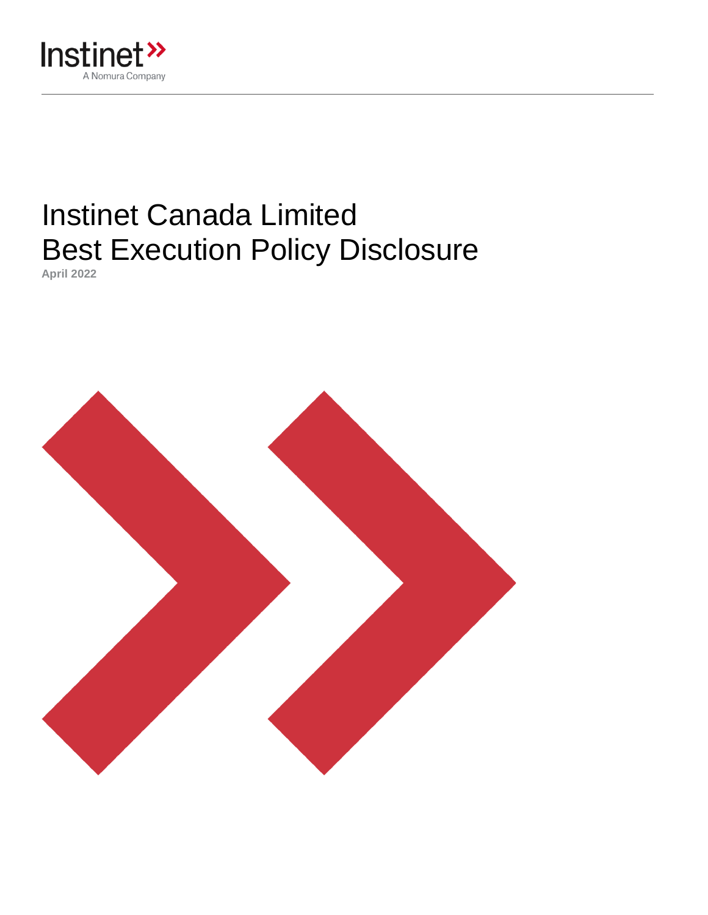Instinet
A Nomura Company

# Instinet Canada Limited
# Best Execution Policy Disclosure

**April 2022**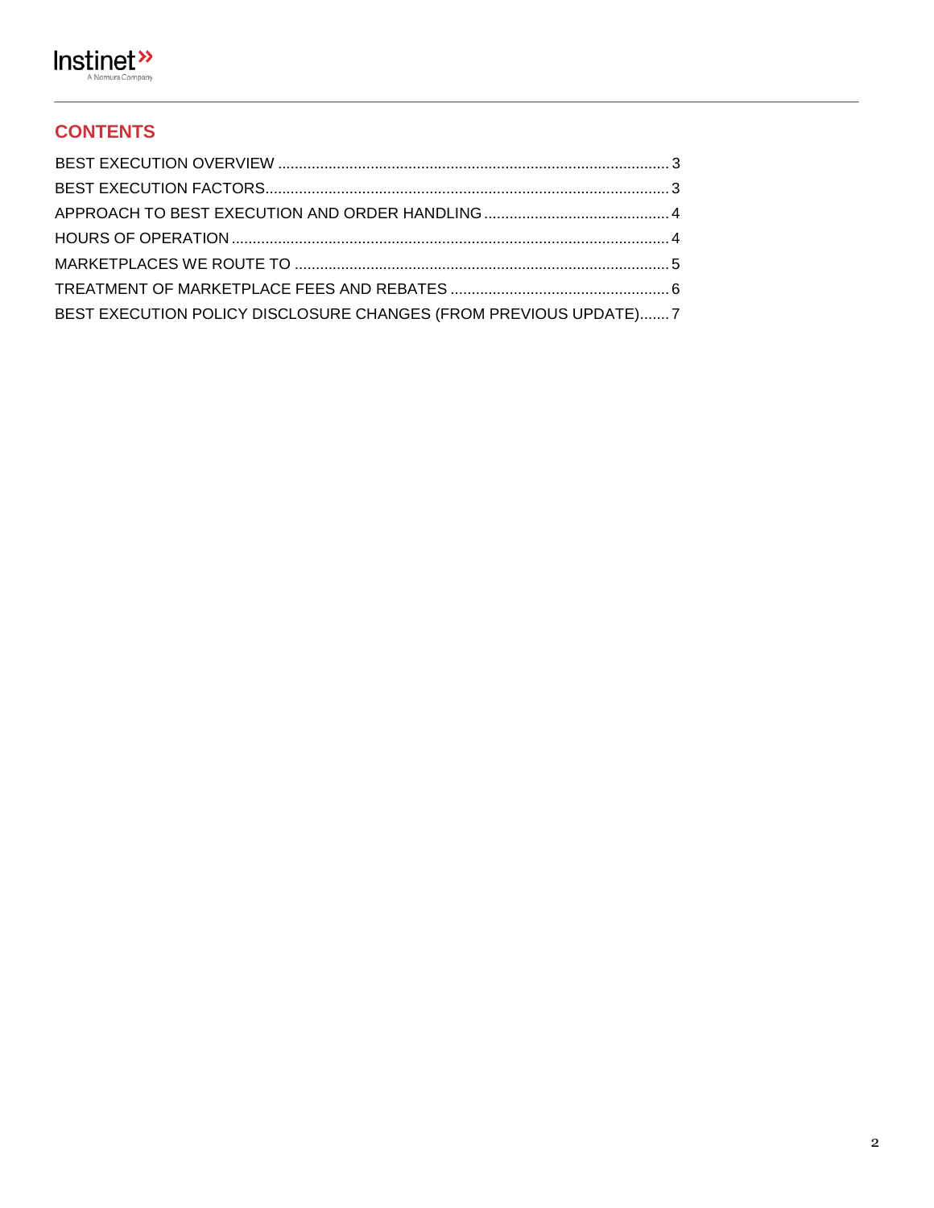## CONTENTS

BEST EXECUTION OVERVIEW ........................................................................................... 3
BEST EXECUTION FACTORS................................................................................................ 3
APPROACH TO BEST EXECUTION AND ORDER HANDLING ........................................... 4
HOURS OF OPERATION ....................................................................................................... 4
MARKETPLACES WE ROUTE TO ........................................................................................ 5
TREATMENT OF MARKETPLACE FEES AND REBATES .................................................. 6
BEST EXECUTION POLICY DISCLOSURE CHANGES (FROM PREVIOUS UPDATE)....... 7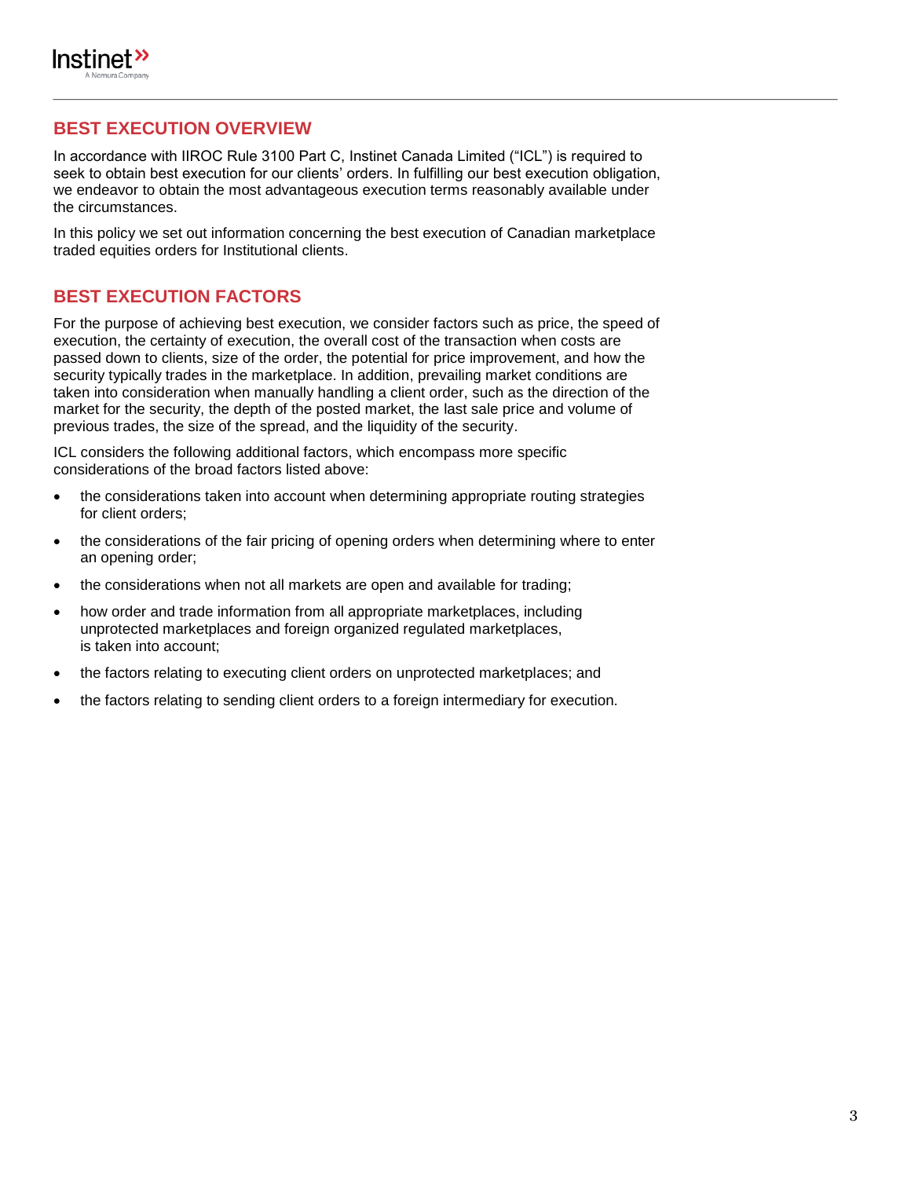## BEST EXECUTION OVERVIEW

In accordance with IIROC Rule 3100 Part C, Instinet Canada Limited ("ICL") is required to seek to obtain best execution for our clients' orders. In fulfilling our best execution obligation, we endeavor to obtain the most advantageous execution terms reasonably available under the circumstances.

In this policy we set out information concerning the best execution of Canadian marketplace traded equities orders for Institutional clients.

## BEST EXECUTION FACTORS

For the purpose of achieving best execution, we consider factors such as price, the speed of execution, the certainty of execution, the overall cost of the transaction when costs are passed down to clients, size of the order, the potential for price improvement, and how the security typically trades in the marketplace. In addition, prevailing market conditions are taken into consideration when manually handling a client order, such as the direction of the market for the security, the depth of the posted market, the last sale price and volume of previous trades, the size of the spread, and the liquidity of the security.

ICL considers the following additional factors, which encompass more specific considerations of the broad factors listed above:

- the considerations taken into account when determining appropriate routing strategies for client orders;
- the considerations of the fair pricing of opening orders when determining where to enter an opening order;
- the considerations when not all markets are open and available for trading;
- how order and trade information from all appropriate marketplaces, including unprotected marketplaces and foreign organized regulated marketplaces, is taken into account;
- the factors relating to executing client orders on unprotected marketplaces; and
- the factors relating to sending client orders to a foreign intermediary for execution.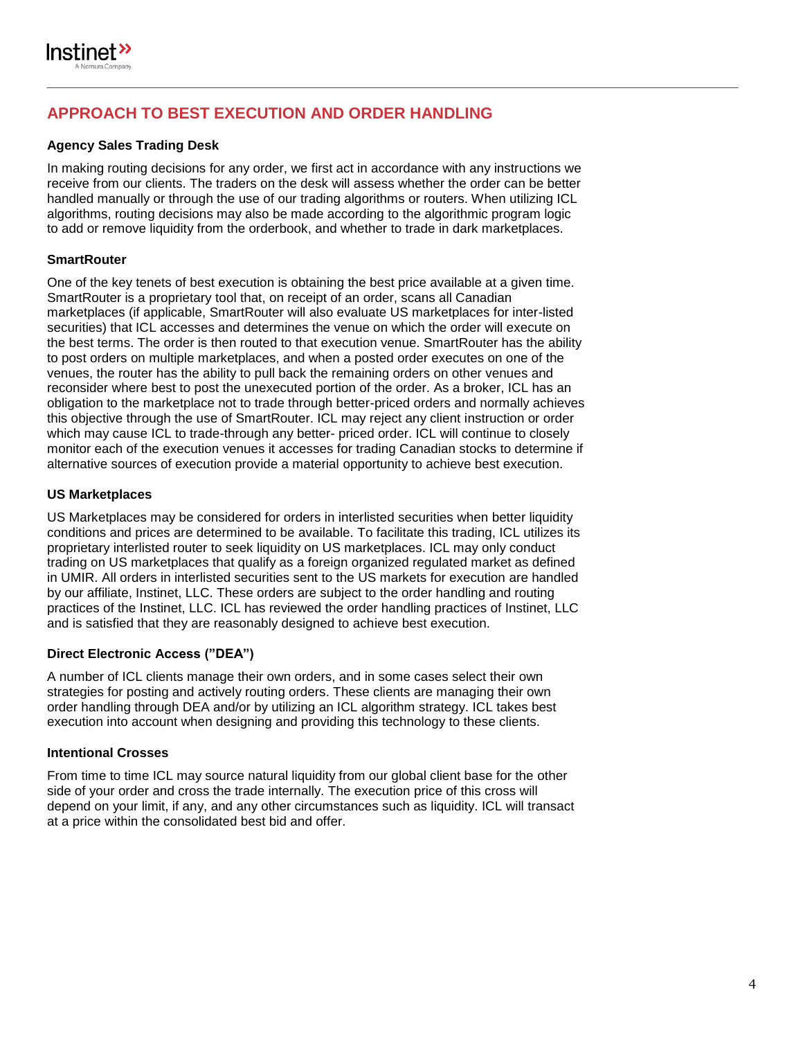## APPROACH TO BEST EXECUTION AND ORDER HANDLING

### Agency Sales Trading Desk

In making routing decisions for any order, we first act in accordance with any instructions we receive from our clients. The traders on the desk will assess whether the order can be better handled manually or through the use of our trading algorithms or routers. When utilizing ICL algorithms, routing decisions may also be made according to the algorithmic program logic to add or remove liquidity from the orderbook, and whether to trade in dark marketplaces.

### SmartRouter

One of the key tenets of best execution is obtaining the best price available at a given time. SmartRouter is a proprietary tool that, on receipt of an order, scans all Canadian marketplaces (if applicable, SmartRouter will also evaluate US marketplaces for inter-listed securities) that ICL accesses and determines the venue on which the order will execute on the best terms. The order is then routed to that execution venue. SmartRouter has the ability to post orders on multiple marketplaces, and when a posted order executes on one of the venues, the router has the ability to pull back the remaining orders on other venues and reconsider where best to post the unexecuted portion of the order. As a broker, ICL has an obligation to the marketplace not to trade through better-priced orders and normally achieves this objective through the use of SmartRouter. ICL may reject any client instruction or order which may cause ICL to trade-through any better- priced order. ICL will continue to closely monitor each of the execution venues it accesses for trading Canadian stocks to determine if alternative sources of execution provide a material opportunity to achieve best execution.

### US Marketplaces

US Marketplaces may be considered for orders in interlisted securities when better liquidity conditions and prices are determined to be available. To facilitate this trading, ICL utilizes its proprietary interlisted router to seek liquidity on US marketplaces. ICL may only conduct trading on US marketplaces that qualify as a foreign organized regulated market as defined in UMIR. All orders in interlisted securities sent to the US markets for execution are handled by our affiliate, Instinet, LLC. These orders are subject to the order handling and routing practices of the Instinet, LLC. ICL has reviewed the order handling practices of Instinet, LLC and is satisfied that they are reasonably designed to achieve best execution.

### Direct Electronic Access (”DEA”)

A number of ICL clients manage their own orders, and in some cases select their own strategies for posting and actively routing orders. These clients are managing their own order handling through DEA and/or by utilizing an ICL algorithm strategy. ICL takes best execution into account when designing and providing this technology to these clients.

### Intentional Crosses

From time to time ICL may source natural liquidity from our global client base for the other side of your order and cross the trade internally. The execution price of this cross will depend on your limit, if any, and any other circumstances such as liquidity. ICL will transact at a price within the consolidated best bid and offer.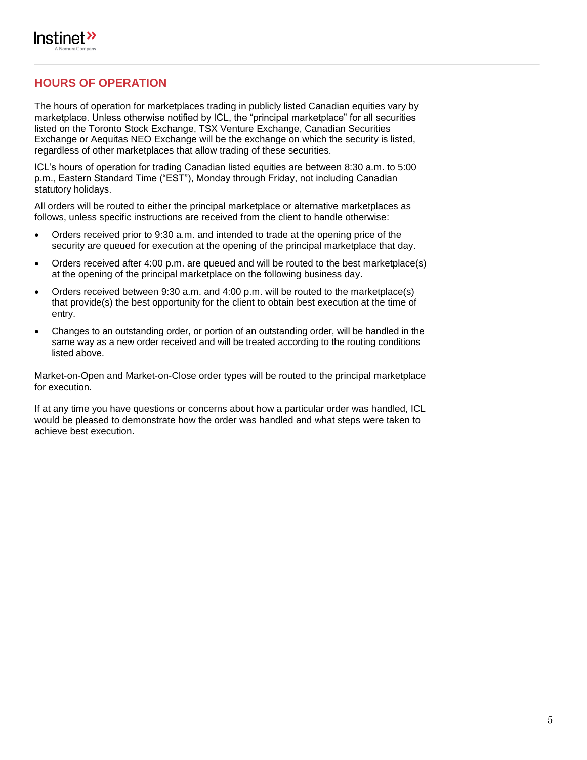## HOURS OF OPERATION

The hours of operation for marketplaces trading in publicly listed Canadian equities vary by marketplace. Unless otherwise notified by ICL, the "principal marketplace" for all securities listed on the Toronto Stock Exchange, TSX Venture Exchange, Canadian Securities Exchange or Aequitas NEO Exchange will be the exchange on which the security is listed, regardless of other marketplaces that allow trading of these securities.

ICL's hours of operation for trading Canadian listed equities are between 8:30 a.m. to 5:00 p.m., Eastern Standard Time ("EST"), Monday through Friday, not including Canadian statutory holidays.

All orders will be routed to either the principal marketplace or alternative marketplaces as follows, unless specific instructions are received from the client to handle otherwise:

- Orders received prior to 9:30 a.m. and intended to trade at the opening price of the security are queued for execution at the opening of the principal marketplace that day.
- Orders received after 4:00 p.m. are queued and will be routed to the best marketplace(s) at the opening of the principal marketplace on the following business day.
- Orders received between 9:30 a.m. and 4:00 p.m. will be routed to the marketplace(s) that provide(s) the best opportunity for the client to obtain best execution at the time of entry.
- Changes to an outstanding order, or portion of an outstanding order, will be handled in the same way as a new order received and will be treated according to the routing conditions listed above.

Market-on-Open and Market-on-Close order types will be routed to the principal marketplace for execution.

If at any time you have questions or concerns about how a particular order was handled, ICL would be pleased to demonstrate how the order was handled and what steps were taken to achieve best execution.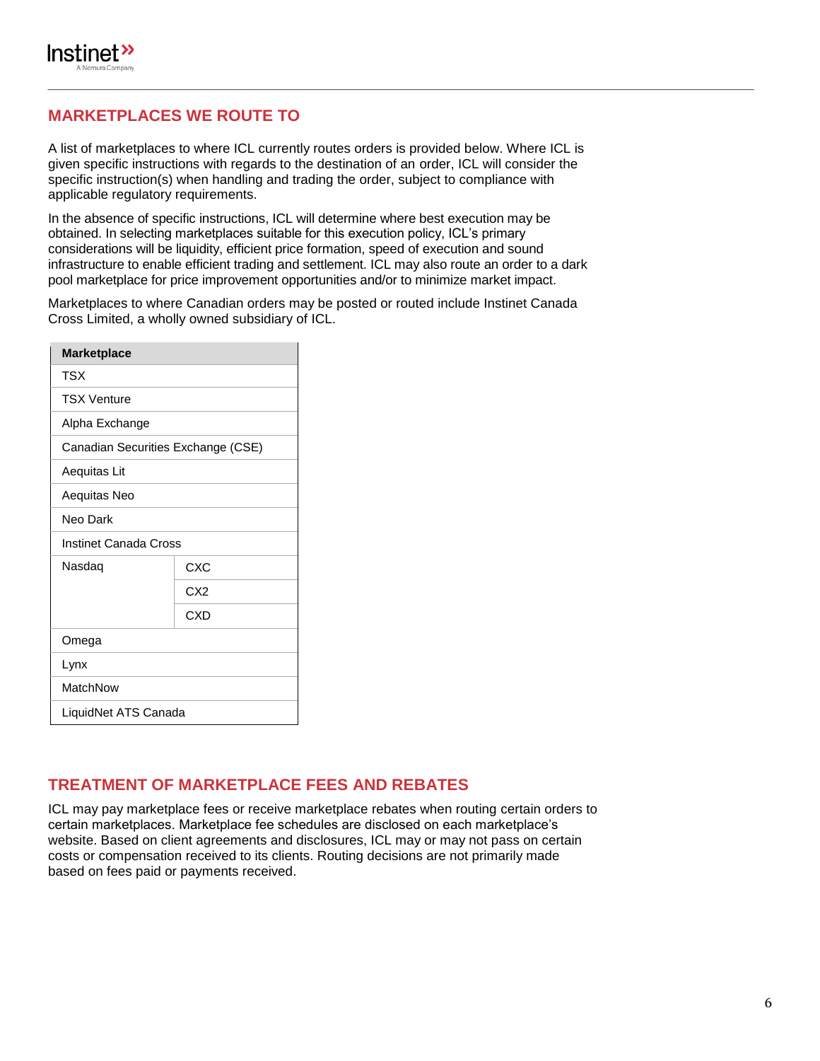## MARKETPLACES WE ROUTE TO

A list of marketplaces to where ICL currently routes orders is provided below. Where ICL is given specific instructions with regards to the destination of an order, ICL will consider the specific instruction(s) when handling and trading the order, subject to compliance with applicable regulatory requirements.

In the absence of specific instructions, ICL will determine where best execution may be obtained. In selecting marketplaces suitable for this execution policy, ICL's primary considerations will be liquidity, efficient price formation, speed of execution and sound infrastructure to enable efficient trading and settlement. ICL may also route an order to a dark pool marketplace for price improvement opportunities and/or to minimize market impact.

Marketplaces to where Canadian orders may be posted or routed include Instinet Canada Cross Limited, a wholly owned subsidiary of ICL.

| Marketplace | |
|---|---|
| TSX | |
| TSX Venture | |
| Alpha Exchange | |
| Canadian Securities Exchange (CSE) | |
| Aequitas Lit | |
| Aequitas Neo | |
| Neo Dark | |
| Instinet Canada Cross | |
| Nasdaq | CXC |
| | CX2 |
| | CXD |
| Omega | |
| Lynx | |
| MatchNow | |
| LiquidNet ATS Canada | |

## TREATMENT OF MARKETPLACE FEES AND REBATES

ICL may pay marketplace fees or receive marketplace rebates when routing certain orders to certain marketplaces. Marketplace fee schedules are disclosed on each marketplace's website. Based on client agreements and disclosures, ICL may or may not pass on certain costs or compensation received to its clients. Routing decisions are not primarily made based on fees paid or payments received.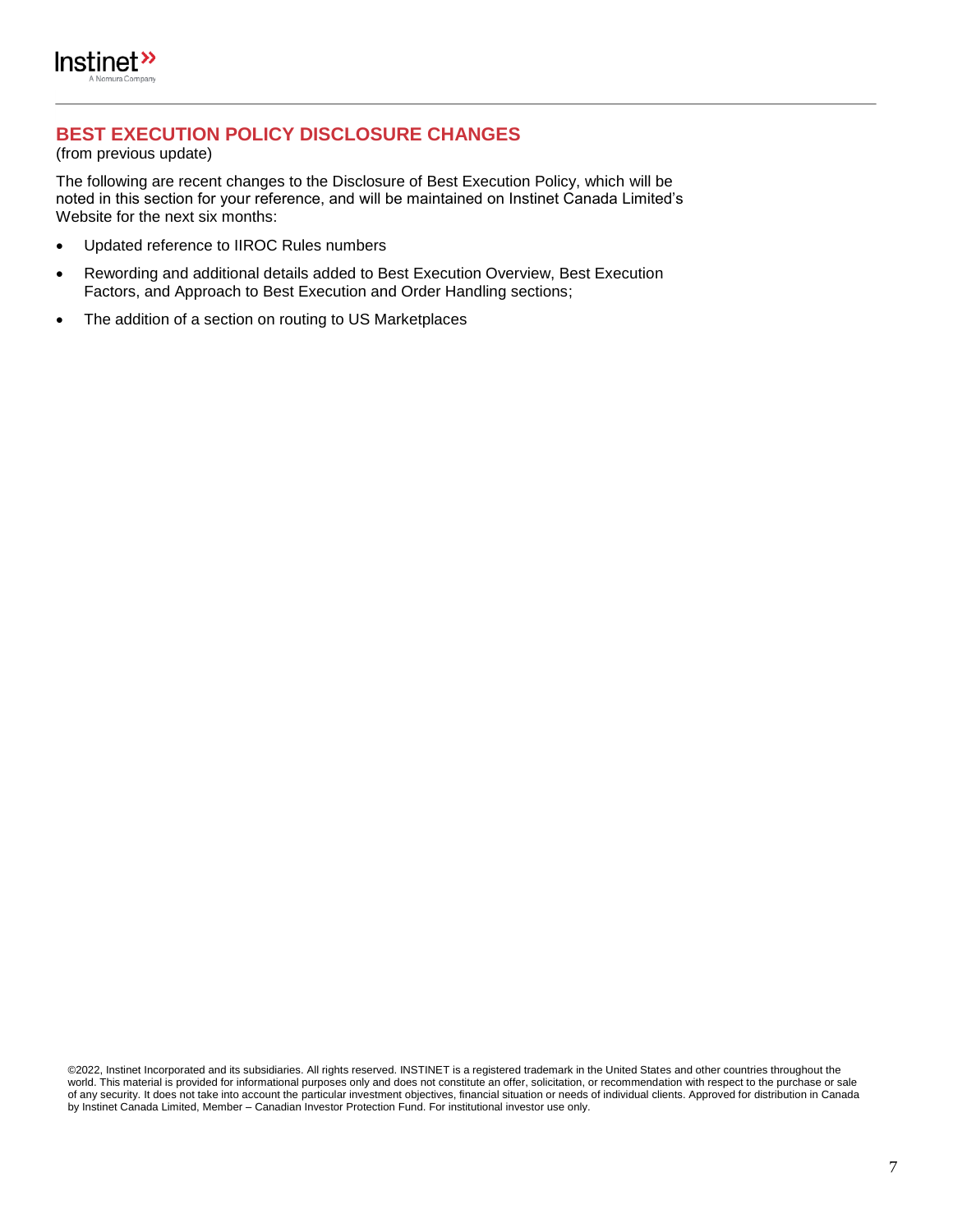## BEST EXECUTION POLICY DISCLOSURE CHANGES

(from previous update)

The following are recent changes to the Disclosure of Best Execution Policy, which will be noted in this section for your reference, and will be maintained on Instinet Canada Limited's Website for the next six months:

- Updated reference to IIROC Rules numbers
- Rewording and additional details added to Best Execution Overview, Best Execution Factors, and Approach to Best Execution and Order Handling sections;
- The addition of a section on routing to US Marketplaces

©2022, Instinet Incorporated and its subsidiaries. All rights reserved. INSTINET is a registered trademark in the United States and other countries throughout the world. This material is provided for informational purposes only and does not constitute an offer, solicitation, or recommendation with respect to the purchase or sale of any security. It does not take into account the particular investment objectives, financial situation or needs of individual clients. Approved for distribution in Canada by Instinet Canada Limited, Member – Canadian Investor Protection Fund. For institutional investor use only.